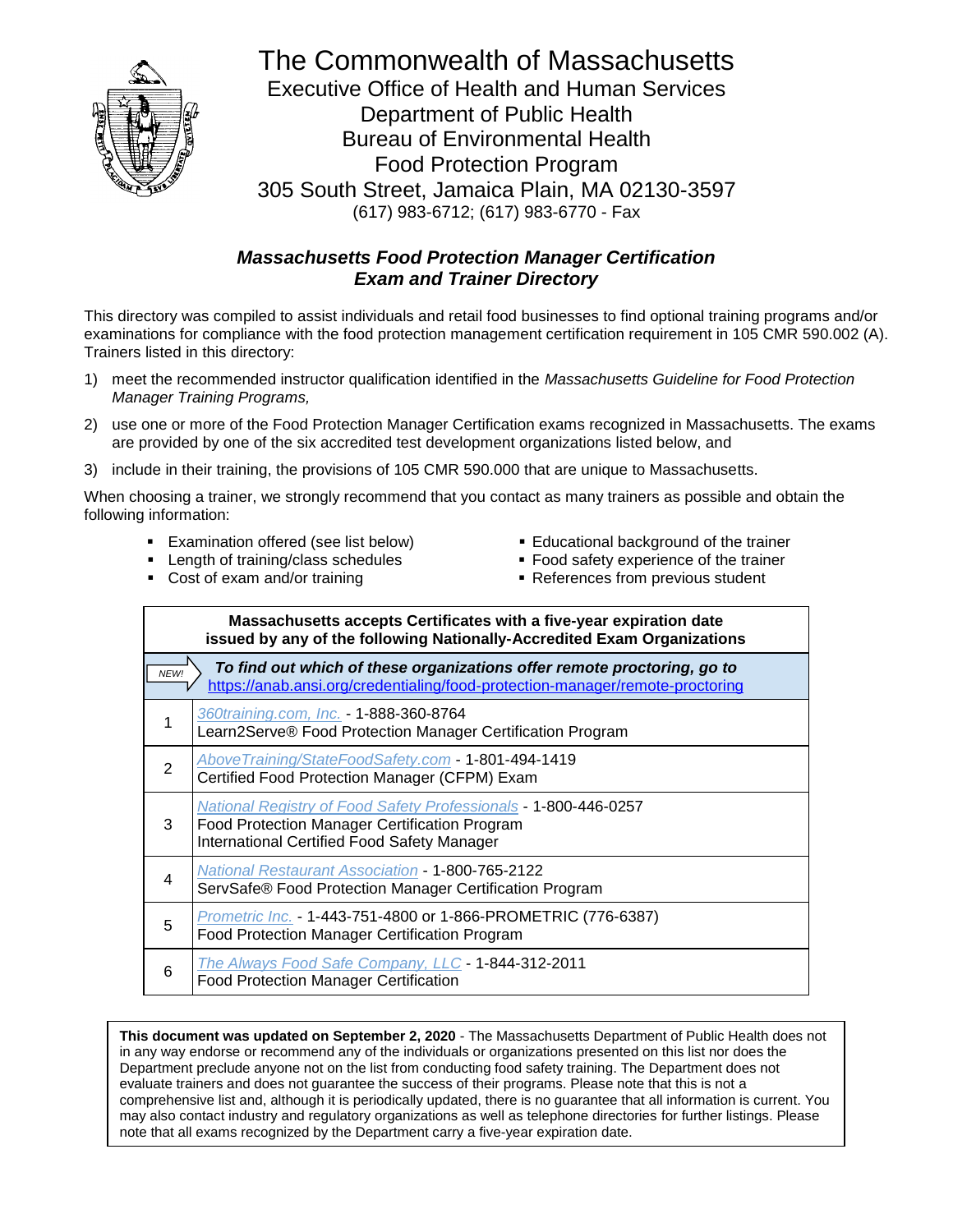# The Commonwealth of Massachusetts

Executive Office of Health and Human Services
Department of Public Health
Bureau of Environmental Health
Food Protection Program
305 South Street, Jamaica Plain, MA 02130-3597
(617) 983-6712; (617) 983-6770 - Fax

## *Massachusetts Food Protection Manager Certification Exam and Trainer Directory*

This directory was compiled to assist individuals and retail food businesses to find optional training programs and/or examinations for compliance with the food protection management certification requirement in 105 CMR 590.002 (A). Trainers listed in this directory:

1) meet the recommended instructor qualification identified in the *Massachusetts Guideline for Food Protection Manager Training Programs,*
2) use one or more of the Food Protection Manager Certification exams recognized in Massachusetts. The exams are provided by one of the six accredited test development organizations listed below, and
3) include in their training, the provisions of 105 CMR 590.000 that are unique to Massachusetts.

When choosing a trainer, we strongly recommend that you contact as many trainers as possible and obtain the following information:

- Examination offered (see list below)
- Length of training/class schedules
- Cost of exam and/or training
- Educational background of the trainer
- Food safety experience of the trainer
- References from previous student

| **Massachusetts accepts Certificates with a five-year expiration date issued by any of the following Nationally-Accredited Exam Organizations** | |
|---|---|
| NEW! | ***To find out which of these organizations offer remote proctoring, go to*** https://anab.ansi.org/credentialing/food-protection-manager/remote-proctoring |
| 1 | *360training.com, Inc.* - 1-888-360-8764<br>Learn2Serve® Food Protection Manager Certification Program |
| 2 | *AboveTraining/StateFoodSafety.com* - 1-801-494-1419<br>Certified Food Protection Manager (CFPM) Exam |
| 3 | *National Registry of Food Safety Professionals* - 1-800-446-0257<br>Food Protection Manager Certification Program<br>International Certified Food Safety Manager |
| 4 | *National Restaurant Association* - 1-800-765-2122<br>ServSafe® Food Protection Manager Certification Program |
| 5 | *Prometric Inc.* - 1-443-751-4800 or 1-866-PROMETRIC (776-6387)<br>Food Protection Manager Certification Program |
| 6 | *The Always Food Safe Company, LLC* - 1-844-312-2011<br>Food Protection Manager Certification |

**This document was updated on September 2, 2020** - The Massachusetts Department of Public Health does not in any way endorse or recommend any of the individuals or organizations presented on this list nor does the Department preclude anyone not on the list from conducting food safety training. The Department does not evaluate trainers and does not guarantee the success of their programs. Please note that this is not a comprehensive list and, although it is periodically updated, there is no guarantee that all information is current. You may also contact industry and regulatory organizations as well as telephone directories for further listings. Please note that all exams recognized by the Department carry a five-year expiration date.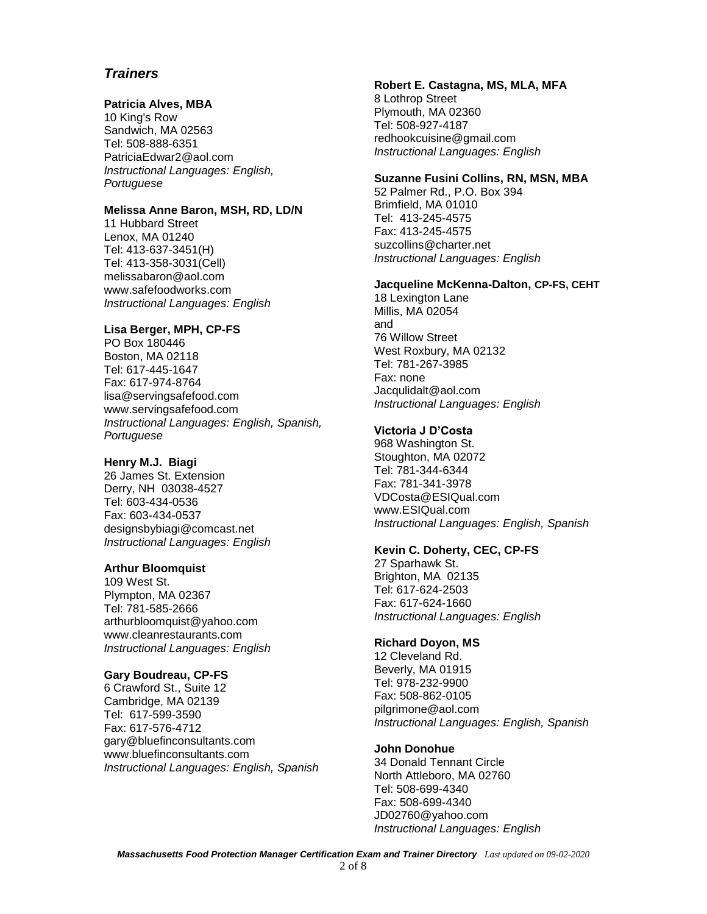## *Trainers*

**Patricia Alves, MBA**
10 King's Row
Sandwich, MA 02563
Tel: 508-888-6351
PatriciaEdwar2@aol.com
*Instructional Languages: English, Portuguese*

**Melissa Anne Baron, MSH, RD, LD/N**
11 Hubbard Street
Lenox, MA 01240
Tel: 413-637-3451(H)
Tel: 413-358-3031(Cell)
melissabaron@aol.com
www.safefoodworks.com
*Instructional Languages: English*

**Lisa Berger, MPH, CP-FS**
PO Box 180446
Boston, MA 02118
Tel: 617-445-1647
Fax: 617-974-8764
lisa@servingsafefood.com
www.servingsafefood.com
*Instructional Languages: English, Spanish, Portuguese*

**Henry M.J. Biagi**
26 James St. Extension
Derry, NH 03038-4527
Tel: 603-434-0536
Fax: 603-434-0537
designsbybiagi@comcast.net
*Instructional Languages: English*

**Arthur Bloomquist**
109 West St.
Plympton, MA 02367
Tel: 781-585-2666
arthurbloomquist@yahoo.com
www.cleanrestaurants.com
*Instructional Languages: English*

**Gary Boudreau, CP-FS**
6 Crawford St., Suite 12
Cambridge, MA 02139
Tel: 617-599-3590
Fax: 617-576-4712
gary@bluefinconsultants.com
www.bluefinconsultants.com
*Instructional Languages: English, Spanish*

**Robert E. Castagna, MS, MLA, MFA**
8 Lothrop Street
Plymouth, MA 02360
Tel: 508-927-4187
redhookcuisine@gmail.com
*Instructional Languages: English*

**Suzanne Fusini Collins, RN, MSN, MBA**
52 Palmer Rd., P.O. Box 394
Brimfield, MA 01010
Tel: 413-245-4575
Fax: 413-245-4575
suzcollins@charter.net
*Instructional Languages: English*

**Jacqueline McKenna-Dalton, CP-FS, CEHT**
18 Lexington Lane
Millis, MA 02054
and
76 Willow Street
West Roxbury, MA 02132
Tel: 781-267-3985
Fax: none
Jacqulidalt@aol.com
*Instructional Languages: English*

**Victoria J D'Costa**
968 Washington St.
Stoughton, MA 02072
Tel: 781-344-6344
Fax: 781-341-3978
VDCosta@ESIQual.com
www.ESIQual.com
*Instructional Languages: English, Spanish*

**Kevin C. Doherty, CEC, CP-FS**
27 Sparhawk St.
Brighton, MA 02135
Tel: 617-624-2503
Fax: 617-624-1660
*Instructional Languages: English*

**Richard Doyon, MS**
12 Cleveland Rd.
Beverly, MA 01915
Tel: 978-232-9900
Fax: 508-862-0105
pilgrimone@aol.com
*Instructional Languages: English, Spanish*

**John Donohue**
34 Donald Tennant Circle
North Attleboro, MA 02760
Tel: 508-699-4340
Fax: 508-699-4340
JD02760@yahoo.com
*Instructional Languages: English*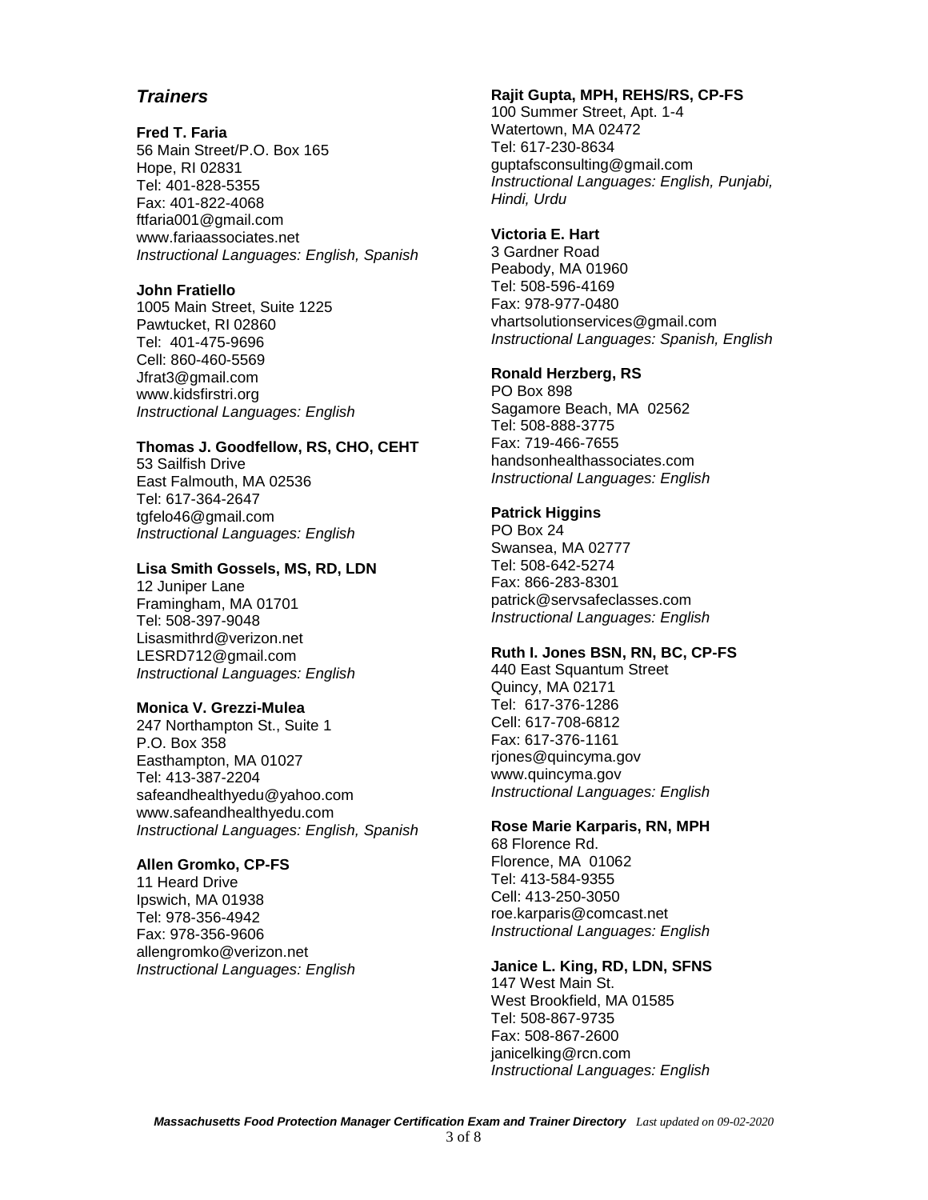## *Trainers*

**Fred T. Faria**
56 Main Street/P.O. Box 165
Hope, RI 02831
Tel: 401-828-5355
Fax: 401-822-4068
ftfaria001@gmail.com
www.fariaassociates.net
*Instructional Languages: English, Spanish*

**John Fratiello**
1005 Main Street, Suite 1225
Pawtucket, RI 02860
Tel: 401-475-9696
Cell: 860-460-5569
Jfrat3@gmail.com
www.kidsfirstri.org
*Instructional Languages: English*

**Thomas J. Goodfellow, RS, CHO, CEHT**
53 Sailfish Drive
East Falmouth, MA 02536
Tel: 617-364-2647
tgfelo46@gmail.com
*Instructional Languages: English*

**Lisa Smith Gossels, MS, RD, LDN**
12 Juniper Lane
Framingham, MA 01701
Tel: 508-397-9048
Lisasmithrd@verizon.net
LESRD712@gmail.com
*Instructional Languages: English*

**Monica V. Grezzi-Mulea**
247 Northampton St., Suite 1
P.O. Box 358
Easthampton, MA 01027
Tel: 413-387-2204
safeandhealthyedu@yahoo.com
www.safeandhealthyedu.com
*Instructional Languages: English, Spanish*

**Allen Gromko, CP-FS**
11 Heard Drive
Ipswich, MA 01938
Tel: 978-356-4942
Fax: 978-356-9606
allengromko@verizon.net
*Instructional Languages: English*

**Rajit Gupta, MPH, REHS/RS, CP-FS**
100 Summer Street, Apt. 1-4
Watertown, MA 02472
Tel: 617-230-8634
guptafsconsulting@gmail.com
*Instructional Languages: English, Punjabi, Hindi, Urdu*

**Victoria E. Hart**
3 Gardner Road
Peabody, MA 01960
Tel: 508-596-4169
Fax: 978-977-0480
vhartsolutionservices@gmail.com
*Instructional Languages: Spanish, English*

**Ronald Herzberg, RS**
PO Box 898
Sagamore Beach, MA 02562
Tel: 508-888-3775
Fax: 719-466-7655
handsonhealthassociates.com
*Instructional Languages: English*

**Patrick Higgins**
PO Box 24
Swansea, MA 02777
Tel: 508-642-5274
Fax: 866-283-8301
patrick@servsafeclasses.com
*Instructional Languages: English*

**Ruth I. Jones BSN, RN, BC, CP-FS**
440 East Squantum Street
Quincy, MA 02171
Tel: 617-376-1286
Cell: 617-708-6812
Fax: 617-376-1161
rjones@quincyma.gov
www.quincyma.gov
*Instructional Languages: English*

**Rose Marie Karparis, RN, MPH**
68 Florence Rd.
Florence, MA 01062
Tel: 413-584-9355
Cell: 413-250-3050
roe.karparis@comcast.net
*Instructional Languages: English*

**Janice L. King, RD, LDN, SFNS**
147 West Main St.
West Brookfield, MA 01585
Tel: 508-867-9735
Fax: 508-867-2600
janicelking@rcn.com
*Instructional Languages: English*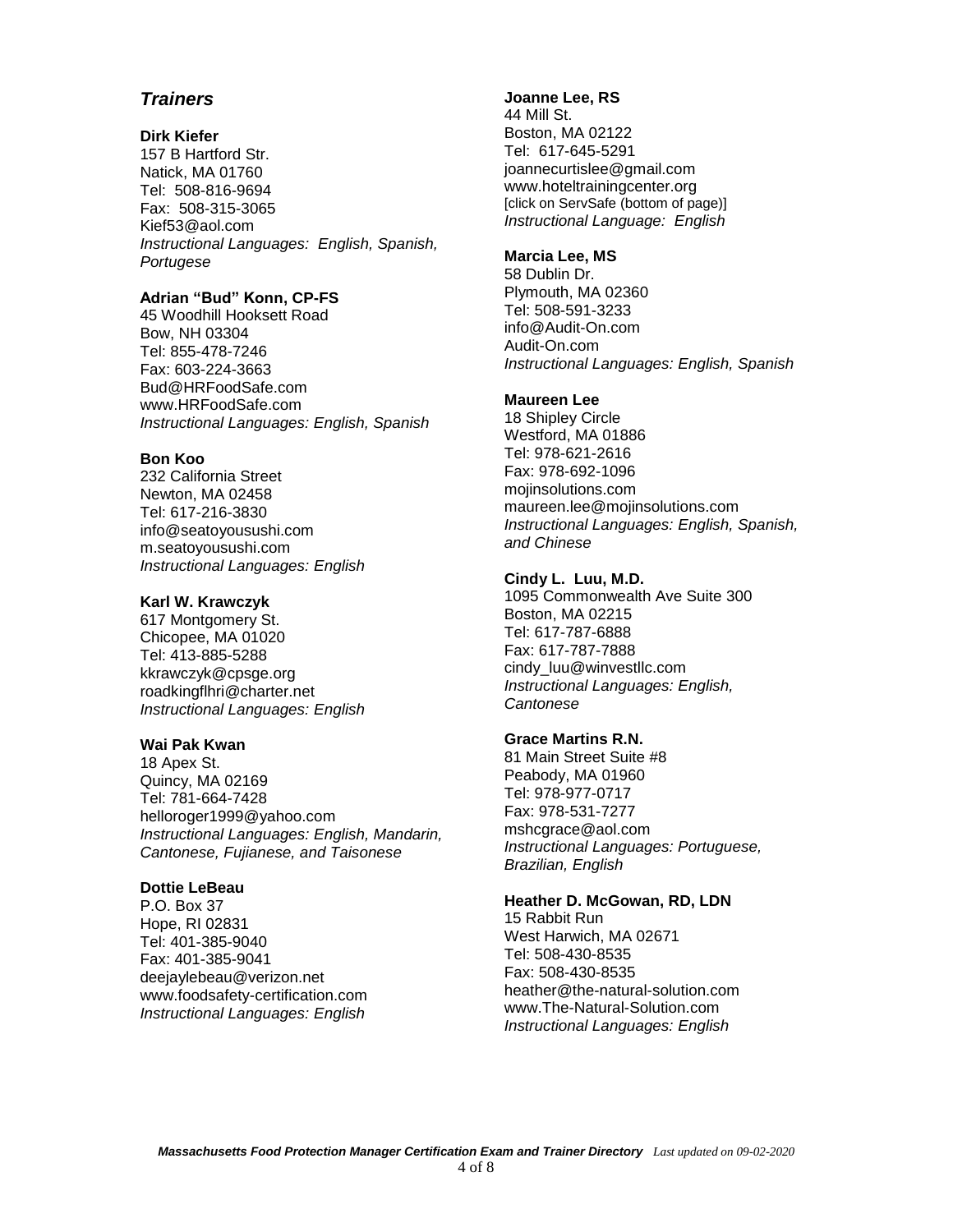## *Trainers*

**Dirk Kiefer**
157 B Hartford Str.
Natick, MA 01760
Tel: 508-816-9694
Fax: 508-315-3065
Kief53@aol.com
*Instructional Languages: English, Spanish, Portugese*

**Adrian "Bud" Konn, CP-FS**
45 Woodhill Hooksett Road
Bow, NH 03304
Tel: 855-478-7246
Fax: 603-224-3663
Bud@HRFoodSafe.com
www.HRFoodSafe.com
*Instructional Languages: English, Spanish*

**Bon Koo**
232 California Street
Newton, MA 02458
Tel: 617-216-3830
info@seatoyousushi.com
m.seatoyousushi.com
*Instructional Languages: English*

**Karl W. Krawczyk**
617 Montgomery St.
Chicopee, MA 01020
Tel: 413-885-5288
kkrawczyk@cpsge.org
roadkingflhri@charter.net
*Instructional Languages: English*

**Wai Pak Kwan**
18 Apex St.
Quincy, MA 02169
Tel: 781-664-7428
helloroger1999@yahoo.com
*Instructional Languages: English, Mandarin, Cantonese, Fujianese, and Taisonese*

**Dottie LeBeau**
P.O. Box 37
Hope, RI 02831
Tel: 401-385-9040
Fax: 401-385-9041
deejaylebeau@verizon.net
www.foodsafety-certification.com
*Instructional Languages: English*

**Joanne Lee, RS**
44 Mill St.
Boston, MA 02122
Tel: 617-645-5291
joannecurtislee@gmail.com
www.hoteltrainingcenter.org
[click on ServSafe (bottom of page)]
*Instructional Language: English*

**Marcia Lee, MS**
58 Dublin Dr.
Plymouth, MA 02360
Tel: 508-591-3233
info@Audit-On.com
Audit-On.com
*Instructional Languages: English, Spanish*

**Maureen Lee**
18 Shipley Circle
Westford, MA 01886
Tel: 978-621-2616
Fax: 978-692-1096
mojinsolutions.com
maureen.lee@mojinsolutions.com
*Instructional Languages: English, Spanish, and Chinese*

**Cindy L. Luu, M.D.**
1095 Commonwealth Ave Suite 300
Boston, MA 02215
Tel: 617-787-6888
Fax: 617-787-7888
cindy_luu@winvestllc.com
*Instructional Languages: English, Cantonese*

**Grace Martins R.N.**
81 Main Street Suite #8
Peabody, MA 01960
Tel: 978-977-0717
Fax: 978-531-7277
mshcgrace@aol.com
*Instructional Languages: Portuguese, Brazilian, English*

**Heather D. McGowan, RD, LDN**
15 Rabbit Run
West Harwich, MA 02671
Tel: 508-430-8535
Fax: 508-430-8535
heather@the-natural-solution.com
www.The-Natural-Solution.com
*Instructional Languages: English*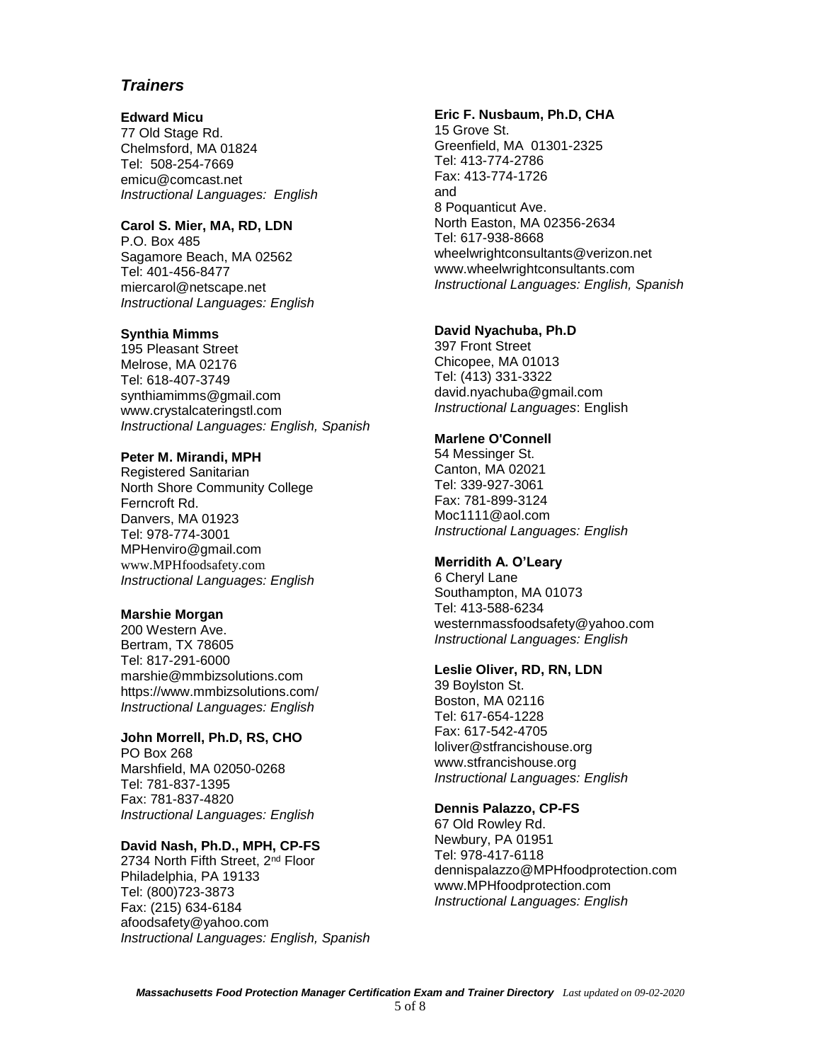## *Trainers*

**Edward Micu**
77 Old Stage Rd.
Chelmsford, MA 01824
Tel: 508-254-7669
emicu@comcast.net
*Instructional Languages: English*

**Carol S. Mier, MA, RD, LDN**
P.O. Box 485
Sagamore Beach, MA 02562
Tel: 401-456-8477
miercarol@netscape.net
*Instructional Languages: English*

**Synthia Mimms**
195 Pleasant Street
Melrose, MA 02176
Tel: 618-407-3749
synthiamimms@gmail.com
www.crystalcateringstl.com
*Instructional Languages: English, Spanish*

**Peter M. Mirandi, MPH**
Registered Sanitarian
North Shore Community College
Ferncroft Rd.
Danvers, MA 01923
Tel: 978-774-3001
MPHenviro@gmail.com
www.MPHfoodsafety.com
*Instructional Languages: English*

**Marshie Morgan**
200 Western Ave.
Bertram, TX 78605
Tel: 817-291-6000
marshie@mmbizsolutions.com
https://www.mmbizsolutions.com/
*Instructional Languages: English*

**John Morrell, Ph.D, RS, CHO**
PO Box 268
Marshfield, MA 02050-0268
Tel: 781-837-1395
Fax: 781-837-4820
*Instructional Languages: English*

**David Nash, Ph.D., MPH, CP-FS**
2734 North Fifth Street, 2nd Floor
Philadelphia, PA 19133
Tel: (800)723-3873
Fax: (215) 634-6184
afoodsafety@yahoo.com
*Instructional Languages: English, Spanish*

**Eric F. Nusbaum, Ph.D, CHA**
15 Grove St.
Greenfield, MA 01301-2325
Tel: 413-774-2786
Fax: 413-774-1726
and
8 Poquanticut Ave.
North Easton, MA 02356-2634
Tel: 617-938-8668
wheelwrightconsultants@verizon.net
www.wheelwrightconsultants.com
*Instructional Languages: English, Spanish*

**David Nyachuba, Ph.D**
397 Front Street
Chicopee, MA 01013
Tel: (413) 331-3322
david.nyachuba@gmail.com
*Instructional Languages*: English

**Marlene O'Connell**
54 Messinger St.
Canton, MA 02021
Tel: 339-927-3061
Fax: 781-899-3124
Moc1111@aol.com
*Instructional Languages: English*

**Merridith A. O'Leary**
6 Cheryl Lane
Southampton, MA 01073
Tel: 413-588-6234
westernmassfoodsafety@yahoo.com
*Instructional Languages: English*

**Leslie Oliver, RD, RN, LDN**
39 Boylston St.
Boston, MA 02116
Tel: 617-654-1228
Fax: 617-542-4705
loliver@stfrancishouse.org
www.stfrancishouse.org
*Instructional Languages: English*

**Dennis Palazzo, CP-FS**
67 Old Rowley Rd.
Newbury, PA 01951
Tel: 978-417-6118
dennispalazzo@MPHfoodprotection.com
www.MPHfoodprotection.com
*Instructional Languages: English*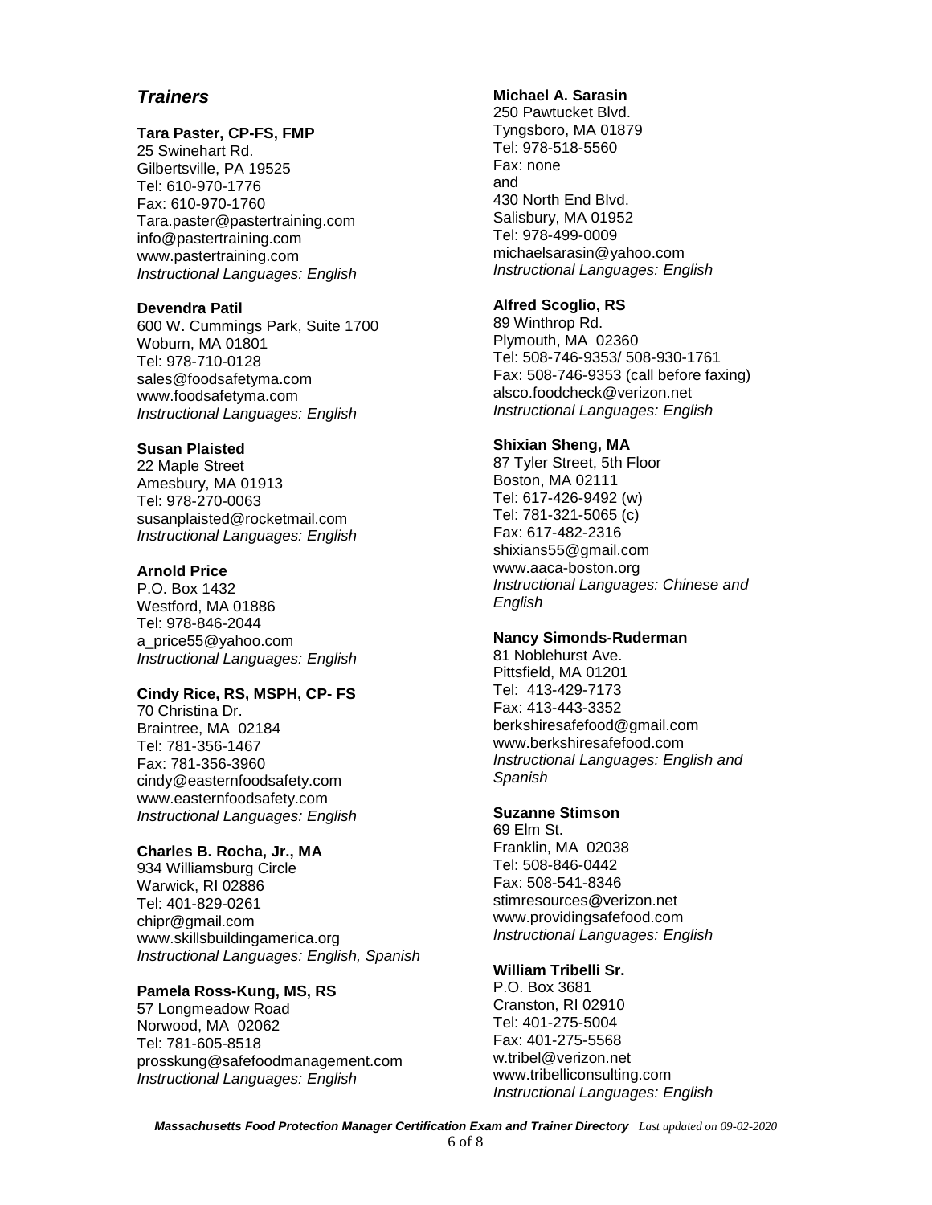## *Trainers*

**Tara Paster, CP-FS, FMP**
25 Swinehart Rd.
Gilbertsville, PA 19525
Tel: 610-970-1776
Fax: 610-970-1760
Tara.paster@pastertraining.com
info@pastertraining.com
www.pastertraining.com
*Instructional Languages: English*

**Devendra Patil**
600 W. Cummings Park, Suite 1700
Woburn, MA 01801
Tel: 978-710-0128
sales@foodsafetyma.com
www.foodsafetyma.com
*Instructional Languages: English*

**Susan Plaisted**
22 Maple Street
Amesbury, MA 01913
Tel: 978-270-0063
susanplaisted@rocketmail.com
*Instructional Languages: English*

**Arnold Price**
P.O. Box 1432
Westford, MA 01886
Tel: 978-846-2044
a_price55@yahoo.com
*Instructional Languages: English*

**Cindy Rice, RS, MSPH, CP- FS**
70 Christina Dr.
Braintree, MA 02184
Tel: 781-356-1467
Fax: 781-356-3960
cindy@easternfoodsafety.com
www.easternfoodsafety.com
*Instructional Languages: English*

**Charles B. Rocha, Jr., MA**
934 Williamsburg Circle
Warwick, RI 02886
Tel: 401-829-0261
chipr@gmail.com
www.skillsbuildingamerica.org
*Instructional Languages: English, Spanish*

**Pamela Ross-Kung, MS, RS**
57 Longmeadow Road
Norwood, MA 02062
Tel: 781-605-8518
prosskung@safefoodmanagement.com
*Instructional Languages: English*

**Michael A. Sarasin**
250 Pawtucket Blvd.
Tyngsboro, MA 01879
Tel: 978-518-5560
Fax: none
and
430 North End Blvd.
Salisbury, MA 01952
Tel: 978-499-0009
michaelsarasin@yahoo.com
*Instructional Languages: English*

**Alfred Scoglio, RS**
89 Winthrop Rd.
Plymouth, MA 02360
Tel: 508-746-9353/ 508-930-1761
Fax: 508-746-9353 (call before faxing)
alsco.foodcheck@verizon.net
*Instructional Languages: English*

**Shixian Sheng, MA**
87 Tyler Street, 5th Floor
Boston, MA 02111
Tel: 617-426-9492 (w)
Tel: 781-321-5065 (c)
Fax: 617-482-2316
shixians55@gmail.com
www.aaca-boston.org
*Instructional Languages: Chinese and English*

**Nancy Simonds-Ruderman**
81 Noblehurst Ave.
Pittsfield, MA 01201
Tel: 413-429-7173
Fax: 413-443-3352
berkshiresafefood@gmail.com
www.berkshiresafefood.com
*Instructional Languages: English and Spanish*

**Suzanne Stimson**
69 Elm St.
Franklin, MA 02038
Tel: 508-846-0442
Fax: 508-541-8346
stimresources@verizon.net
www.providingsafefood.com
*Instructional Languages: English*

**William Tribelli Sr.**
P.O. Box 3681
Cranston, RI 02910
Tel: 401-275-5004
Fax: 401-275-5568
w.tribel@verizon.net
www.tribelliconsulting.com
*Instructional Languages: English*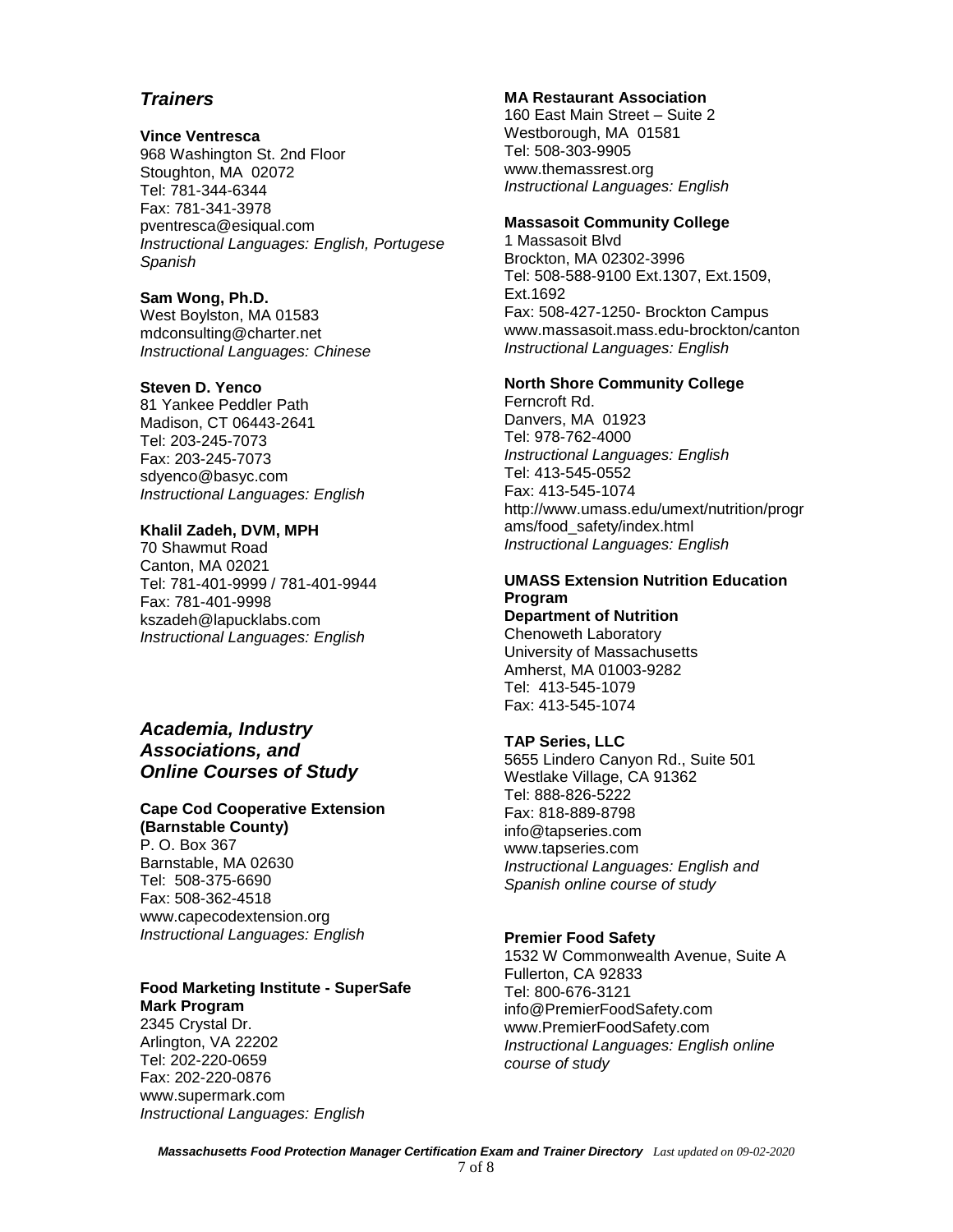## *Trainers*

**Vince Ventresca**
968 Washington St. 2nd Floor
Stoughton, MA 02072
Tel: 781-344-6344
Fax: 781-341-3978
pventresca@esiqual.com
*Instructional Languages: English, Portugese Spanish*

**Sam Wong, Ph.D.**
West Boylston, MA 01583
mdconsulting@charter.net
*Instructional Languages: Chinese*

**Steven D. Yenco**
81 Yankee Peddler Path
Madison, CT 06443-2641
Tel: 203-245-7073
Fax: 203-245-7073
sdyenco@basyc.com
*Instructional Languages: English*

**Khalil Zadeh, DVM, MPH**
70 Shawmut Road
Canton, MA 02021
Tel: 781-401-9999 / 781-401-9944
Fax: 781-401-9998
kszadeh@lapucklabs.com
*Instructional Languages: English*

## *Academia, Industry Associations, and Online Courses of Study*

**Cape Cod Cooperative Extension (Barnstable County)**
P. O. Box 367
Barnstable, MA 02630
Tel: 508-375-6690
Fax: 508-362-4518
www.capecodextension.org
*Instructional Languages: English*

**Food Marketing Institute - SuperSafe Mark Program**
2345 Crystal Dr.
Arlington, VA 22202
Tel: 202-220-0659
Fax: 202-220-0876
www.supermark.com
*Instructional Languages: English*

**MA Restaurant Association**
160 East Main Street – Suite 2
Westborough, MA 01581
Tel: 508-303-9905
www.themassrest.org
*Instructional Languages: English*

**Massasoit Community College**
1 Massasoit Blvd
Brockton, MA 02302-3996
Tel: 508-588-9100 Ext.1307, Ext.1509, Ext.1692
Fax: 508-427-1250- Brockton Campus
www.massasoit.mass.edu-brockton/canton
*Instructional Languages: English*

**North Shore Community College**
Ferncroft Rd.
Danvers, MA 01923
Tel: 978-762-4000
*Instructional Languages: English*
Tel: 413-545-0552
Fax: 413-545-1074
http://www.umass.edu/umext/nutrition/programs/food_safety/index.html
*Instructional Languages: English*

**UMASS Extension Nutrition Education Program**
**Department of Nutrition**
Chenoweth Laboratory
University of Massachusetts
Amherst, MA 01003-9282
Tel: 413-545-1079
Fax: 413-545-1074

**TAP Series, LLC**
5655 Lindero Canyon Rd., Suite 501
Westlake Village, CA 91362
Tel: 888-826-5222
Fax: 818-889-8798
info@tapseries.com
www.tapseries.com
*Instructional Languages: English and Spanish online course of study*

**Premier Food Safety**
1532 W Commonwealth Avenue, Suite A
Fullerton, CA 92833
Tel: 800-676-3121
info@PremierFoodSafety.com
www.PremierFoodSafety.com
*Instructional Languages: English online course of study*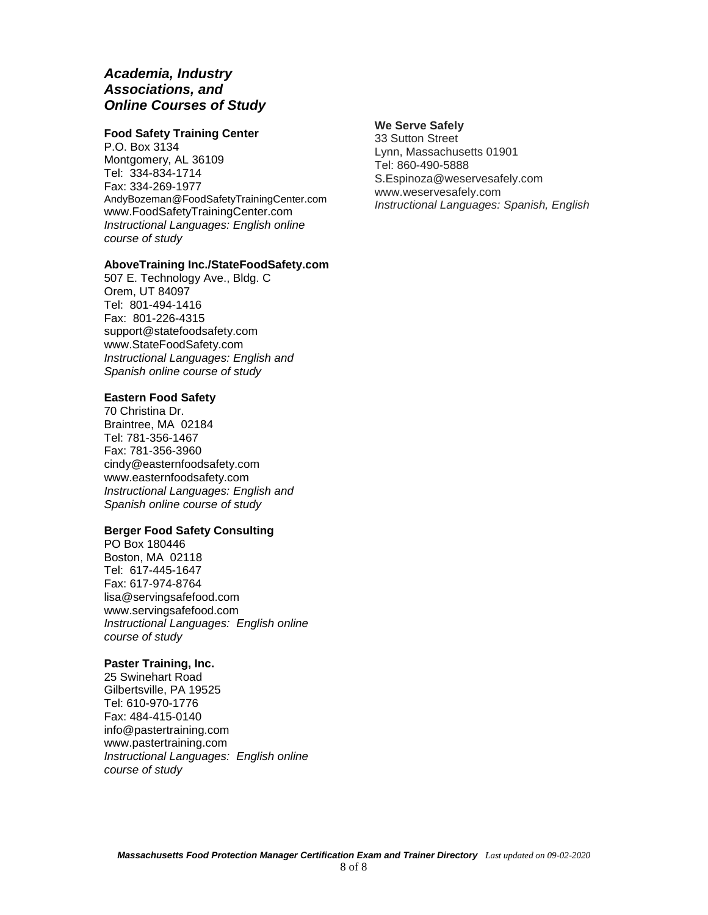## *Academia, Industry Associations, and Online Courses of Study*

**Food Safety Training Center**
P.O. Box 3134
Montgomery, AL 36109
Tel: 334-834-1714
Fax: 334-269-1977
AndyBozeman@FoodSafetyTrainingCenter.com
www.FoodSafetyTrainingCenter.com
*Instructional Languages: English online course of study*

**AboveTraining Inc./StateFoodSafety.com**
507 E. Technology Ave., Bldg. C
Orem, UT 84097
Tel: 801-494-1416
Fax: 801-226-4315
support@statefoodsafety.com
www.StateFoodSafety.com
*Instructional Languages: English and Spanish online course of study*

**Eastern Food Safety**
70 Christina Dr.
Braintree, MA 02184
Tel: 781-356-1467
Fax: 781-356-3960
cindy@easternfoodsafety.com
www.easternfoodsafety.com
*Instructional Languages: English and Spanish online course of study*

**Berger Food Safety Consulting**
PO Box 180446
Boston, MA 02118
Tel: 617-445-1647
Fax: 617-974-8764
lisa@servingsafefood.com
www.servingsafefood.com
*Instructional Languages: English online course of study*

**Paster Training, Inc.**
25 Swinehart Road
Gilbertsville, PA 19525
Tel: 610-970-1776
Fax: 484-415-0140
info@pastertraining.com
www.pastertraining.com
*Instructional Languages: English online course of study*

**We Serve Safely**
33 Sutton Street
Lynn, Massachusetts 01901
Tel: 860-490-5888
S.Espinoza@weservesafely.com
www.weservesafely.com
*Instructional Languages: Spanish, English*